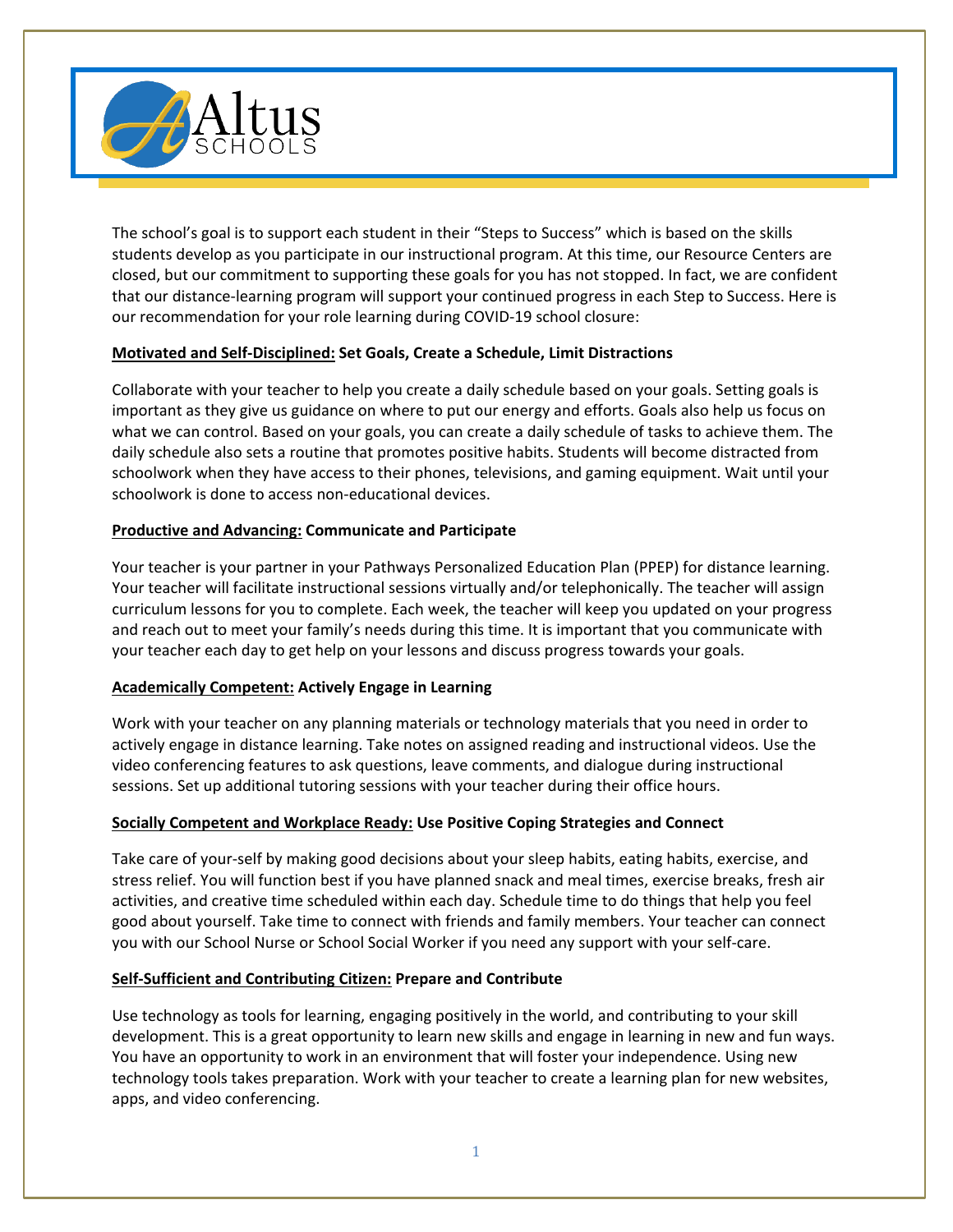Altus SCHOOLS

The school's goal is to support each student in their "Steps to Success" which is based on the skills students develop as you participate in our instructional program. At this time, our Resource Centers are closed, but our commitment to supporting these goals for you has not stopped. In fact, we are confident that our distance-learning program will support your continued progress in each Step to Success. Here is our recommendation for your role learning during COVID-19 school closure:

**<u>Motivated and Self-Disciplined:</u> Set Goals, Create a Schedule, Limit Distractions**

Collaborate with your teacher to help you create a daily schedule based on your goals. Setting goals is important as they give us guidance on where to put our energy and efforts. Goals also help us focus on what we can control. Based on your goals, you can create a daily schedule of tasks to achieve them. The daily schedule also sets a routine that promotes positive habits. Students will become distracted from schoolwork when they have access to their phones, televisions, and gaming equipment. Wait until your schoolwork is done to access non-educational devices.

**<u>Productive and Advancing:</u> Communicate and Participate**

Your teacher is your partner in your Pathways Personalized Education Plan (PPEP) for distance learning. Your teacher will facilitate instructional sessions virtually and/or telephonically. The teacher will assign curriculum lessons for you to complete. Each week, the teacher will keep you updated on your progress and reach out to meet your family's needs during this time. It is important that you communicate with your teacher each day to get help on your lessons and discuss progress towards your goals.

**<u>Academically Competent:</u> Actively Engage in Learning**

Work with your teacher on any planning materials or technology materials that you need in order to actively engage in distance learning. Take notes on assigned reading and instructional videos. Use the video conferencing features to ask questions, leave comments, and dialogue during instructional sessions. Set up additional tutoring sessions with your teacher during their office hours.

**<u>Socially Competent and Workplace Ready:</u> Use Positive Coping Strategies and Connect**

Take care of your-self by making good decisions about your sleep habits, eating habits, exercise, and stress relief. You will function best if you have planned snack and meal times, exercise breaks, fresh air activities, and creative time scheduled within each day. Schedule time to do things that help you feel good about yourself. Take time to connect with friends and family members. Your teacher can connect you with our School Nurse or School Social Worker if you need any support with your self-care.

**<u>Self-Sufficient and Contributing Citizen:</u> Prepare and Contribute**

Use technology as tools for learning, engaging positively in the world, and contributing to your skill development. This is a great opportunity to learn new skills and engage in learning in new and fun ways. You have an opportunity to work in an environment that will foster your independence. Using new technology tools takes preparation. Work with your teacher to create a learning plan for new websites, apps, and video conferencing.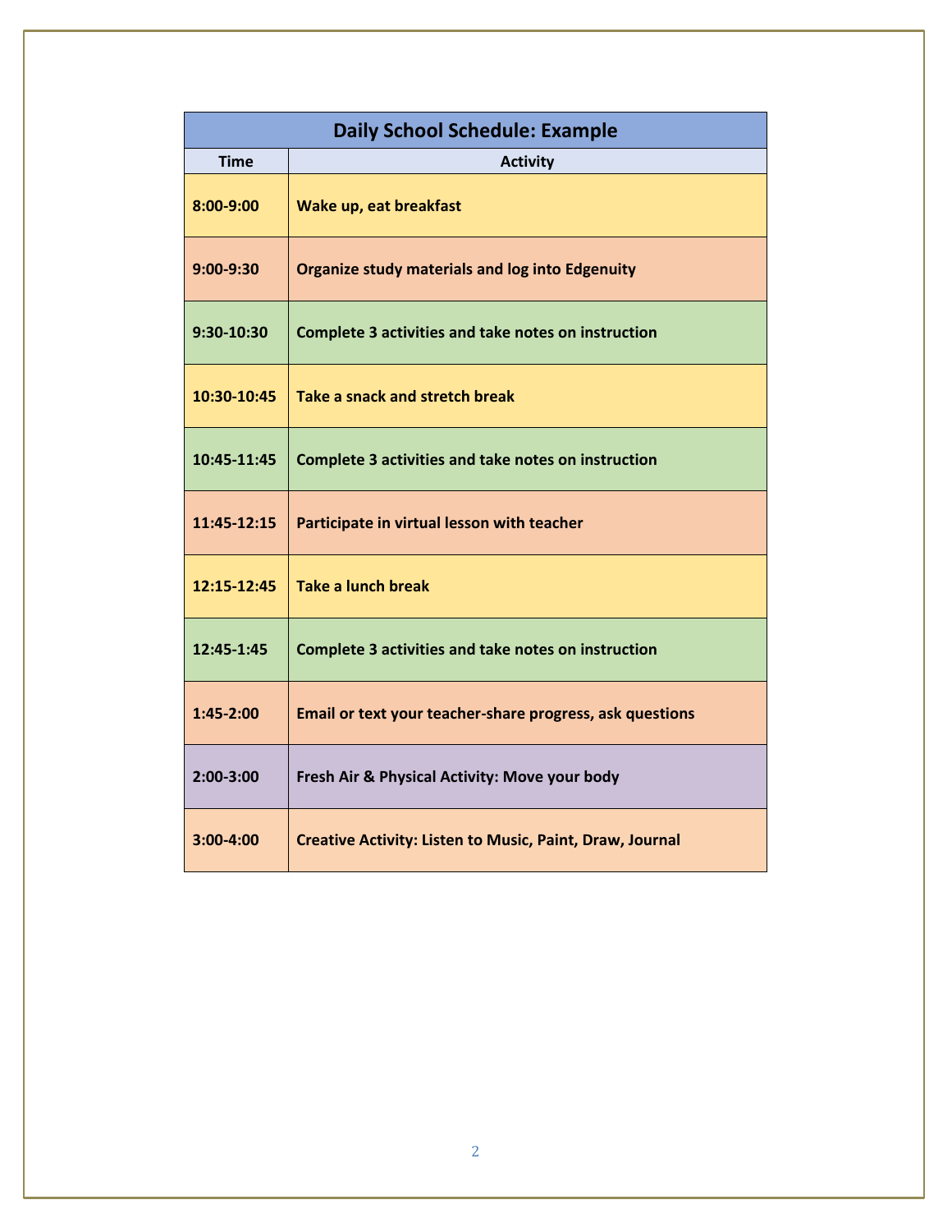| Daily School Schedule: Example | |
|---|---|
| **Time** | **Activity** |
| **8:00-9:00** | **Wake up, eat breakfast** |
| **9:00-9:30** | **Organize study materials and log into Edgenuity** |
| **9:30-10:30** | **Complete 3 activities and take notes on instruction** |
| **10:30-10:45** | **Take a snack and stretch break** |
| **10:45-11:45** | **Complete 3 activities and take notes on instruction** |
| **11:45-12:15** | **Participate in virtual lesson with teacher** |
| **12:15-12:45** | **Take a lunch break** |
| **12:45-1:45** | **Complete 3 activities and take notes on instruction** |
| **1:45-2:00** | **Email or text your teacher-share progress, ask questions** |
| **2:00-3:00** | **Fresh Air & Physical Activity: Move your body** |
| **3:00-4:00** | **Creative Activity: Listen to Music, Paint, Draw, Journal** |